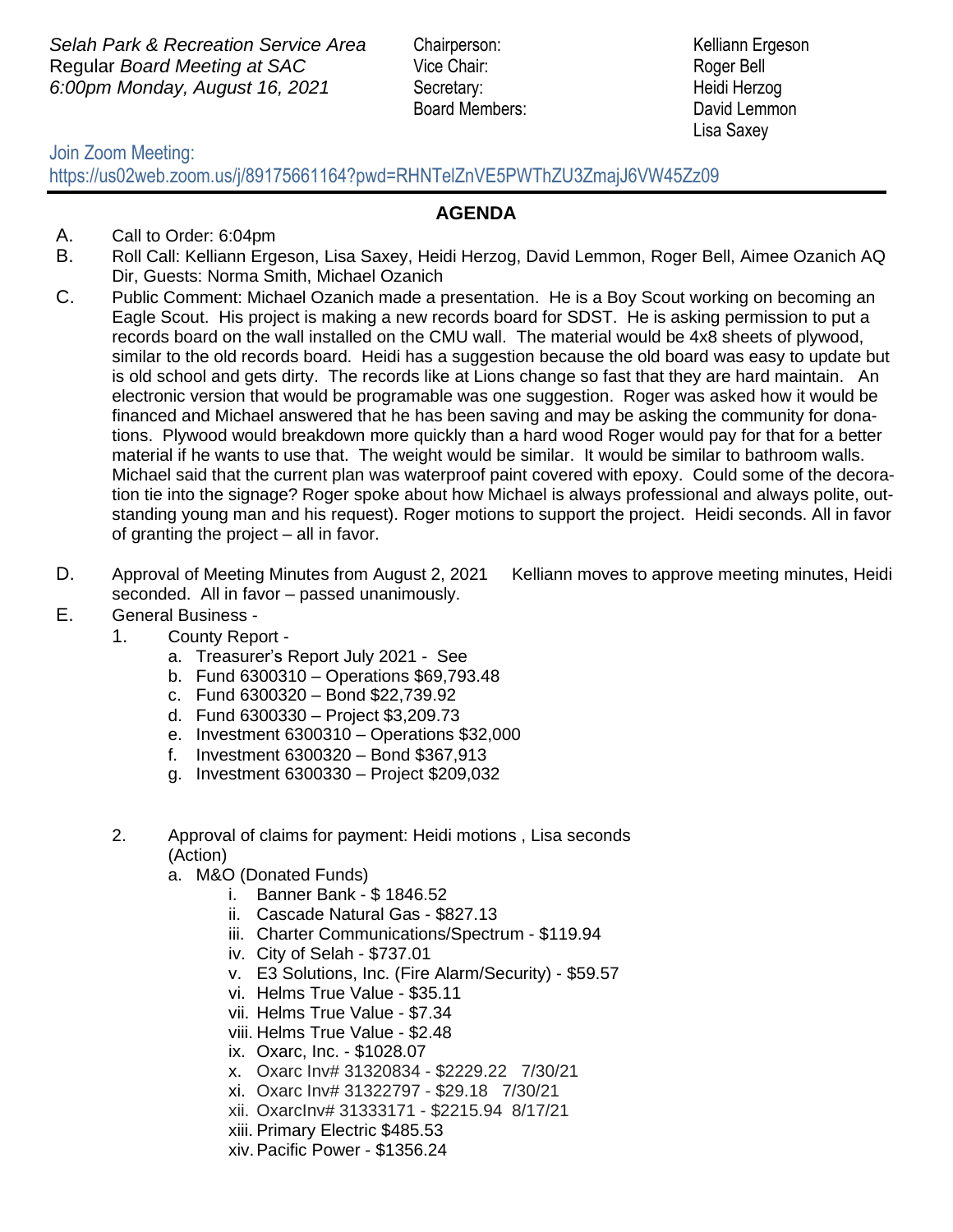*Selah Park & Recreation Service Area*
Regular *Board Meeting at SAC*
*6:00pm Monday, August 16, 2021*

Chairperson: Kelliann Ergeson
Vice Chair: Roger Bell
Secretary: Heidi Herzog
Board Members: David Lemmon
Lisa Saxey

Join Zoom Meeting:
https://us02web.zoom.us/j/89175661164?pwd=RHNTelZnVE5PWThZU3ZmajJ6VW45Zz09

---

## AGENDA

A. Call to Order: 6:04pm

B. Roll Call: Kelliann Ergeson, Lisa Saxey, Heidi Herzog, David Lemmon, Roger Bell, Aimee Ozanich AQ Dir, Guests: Norma Smith, Michael Ozanich

C. Public Comment: Michael Ozanich made a presentation. He is a Boy Scout working on becoming an Eagle Scout. His project is making a new records board for SDST. He is asking permission to put a records board on the wall installed on the CMU wall. The material would be 4x8 sheets of plywood, similar to the old records board. Heidi has a suggestion because the old board was easy to update but is old school and gets dirty. The records like at Lions change so fast that they are hard maintain. An electronic version that would be programable was one suggestion. Roger was asked how it would be financed and Michael answered that he has been saving and may be asking the community for donations. Plywood would breakdown more quickly than a hard wood Roger would pay for that for a better material if he wants to use that. The weight would be similar. It would be similar to bathroom walls. Michael said that the current plan was waterproof paint covered with epoxy. Could some of the decoration tie into the signage? Roger spoke about how Michael is always professional and always polite, outstanding young man and his request). Roger motions to support the project. Heidi seconds. All in favor of granting the project – all in favor.

D. Approval of Meeting Minutes from August 2, 2021 Kelliann moves to approve meeting minutes, Heidi seconded. All in favor – passed unanimously.

E. General Business -

1. County Report -
   a. Treasurer's Report July 2021 - See
   b. Fund 6300310 – Operations $69,793.48
   c. Fund 6300320 – Bond $22,739.92
   d. Fund 6300330 – Project $3,209.73
   e. Investment 6300310 – Operations $32,000
   f. Investment 6300320 – Bond $367,913
   g. Investment 6300330 – Project $209,032

2. Approval of claims for payment: Heidi motions , Lisa seconds (Action)
   a. M&O (Donated Funds)
      i. Banner Bank - $ 1846.52
      ii. Cascade Natural Gas - $827.13
      iii. Charter Communications/Spectrum - $119.94
      iv. City of Selah - $737.01
      v. E3 Solutions, Inc. (Fire Alarm/Security) - $59.57
      vi. Helms True Value - $35.11
      vii. Helms True Value - $7.34
      viii. Helms True Value - $2.48
      ix. Oxarc, Inc. - $1028.07
      x. Oxarc Inv# 31320834 - $2229.22 7/30/21
      xi. Oxarc Inv# 31322797 - $29.18 7/30/21
      xii. OxarcInv# 31333171 - $2215.94 8/17/21
      xiii. Primary Electric $485.53
      xiv. Pacific Power - $1356.24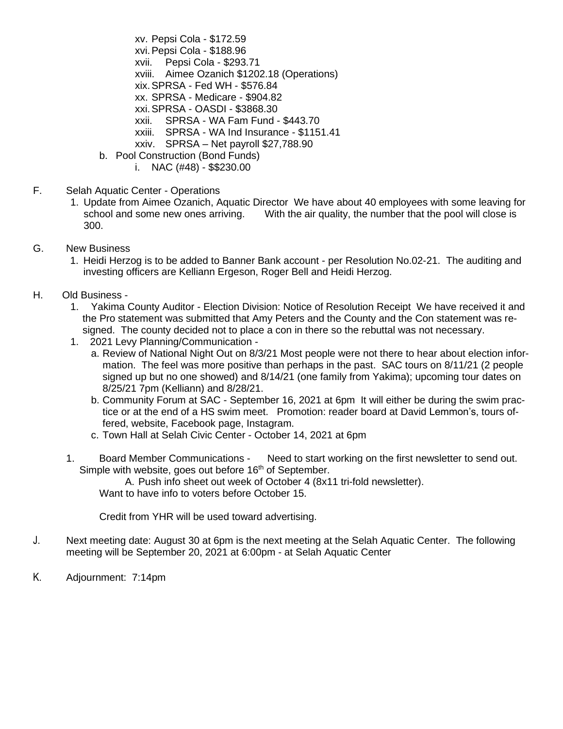xv. Pepsi Cola - $172.59
xvi. Pepsi Cola - $188.96
xvii. Pepsi Cola - $293.71
xviii. Aimee Ozanich $1202.18 (Operations)
xix. SPRSA - Fed WH - $576.84
xx. SPRSA - Medicare - $904.82
xxi. SPRSA - OASDI - $3868.30
xxii. SPRSA - WA Fam Fund - $443.70
xxiii. SPRSA - WA Ind Insurance - $1151.41
xxiv. SPRSA – Net payroll $27,788.90

b. Pool Construction (Bond Funds)
   i. NAC (#48) - $$230.00

F. Selah Aquatic Center - Operations

1. Update from Aimee Ozanich, Aquatic Director We have about 40 employees with some leaving for school and some new ones arriving. With the air quality, the number that the pool will close is 300.

G. New Business

1. Heidi Herzog is to be added to Banner Bank account - per Resolution No.02-21. The auditing and investing officers are Kelliann Ergeson, Roger Bell and Heidi Herzog.

H. Old Business -

1. Yakima County Auditor - Election Division: Notice of Resolution Receipt We have received it and the Pro statement was submitted that Amy Peters and the County and the Con statement was re-signed. The county decided not to place a con in there so the rebuttal was not necessary.
1. 2021 Levy Planning/Communication -
   a. Review of National Night Out on 8/3/21 Most people were not there to hear about election information. The feel was more positive than perhaps in the past. SAC tours on 8/11/21 (2 people signed up but no one showed) and 8/14/21 (one family from Yakima); upcoming tour dates on 8/25/21 7pm (Kelliann) and 8/28/21.
   b. Community Forum at SAC - September 16, 2021 at 6pm It will either be during the swim practice or at the end of a HS swim meet. Promotion: reader board at David Lemmon's, tours offered, website, Facebook page, Instagram.
   c. Town Hall at Selah Civic Center - October 14, 2021 at 6pm

1. Board Member Communications - Need to start working on the first newsletter to send out. Simple with website, goes out before 16th of September.
   A. Push info sheet out week of October 4 (8x11 tri-fold newsletter).
   Want to have info to voters before October 15.

   Credit from YHR will be used toward advertising.

J. Next meeting date: August 30 at 6pm is the next meeting at the Selah Aquatic Center. The following meeting will be September 20, 2021 at 6:00pm - at Selah Aquatic Center

K. Adjournment: 7:14pm